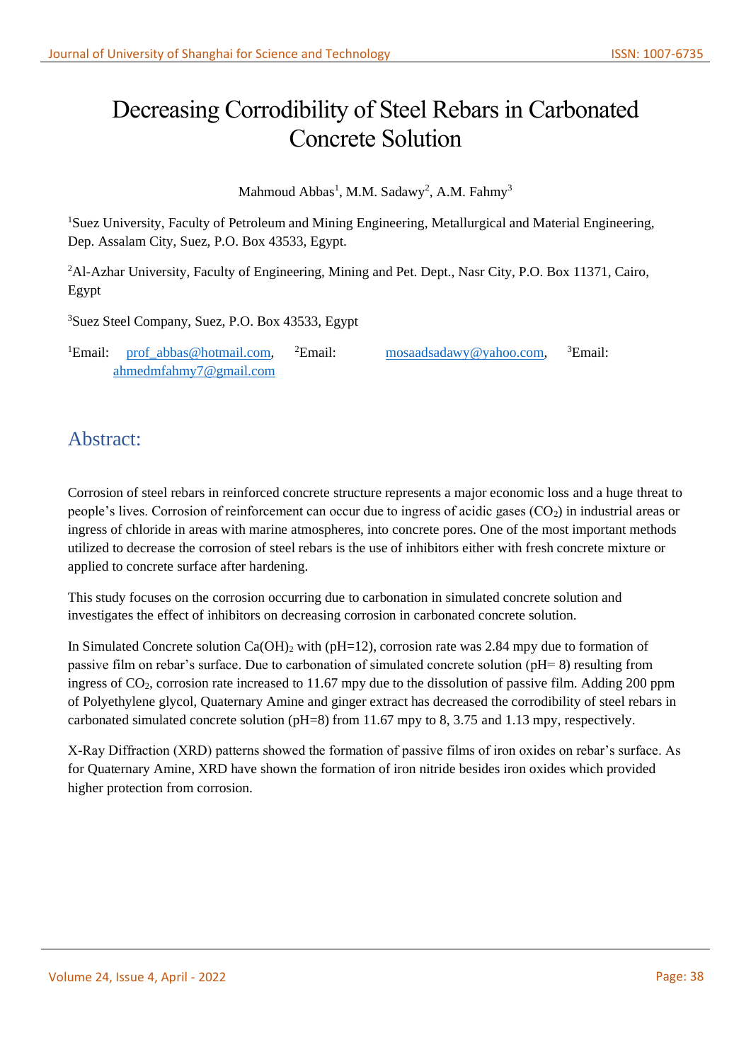# Decreasing Corrodibility of Steel Rebars in Carbonated Concrete Solution

Mahmoud Abbas[1], M.M. Sadawy[2], A.M. Fahmy[3]

[1]Suez University, Faculty of Petroleum and Mining Engineering, Metallurgical and Material Engineering, Dep. Assalam City, Suez, P.O. Box 43533, Egypt.

[2]Al-Azhar University, Faculty of Engineering, Mining and Pet. Dept., Nasr City, P.O. Box 11371, Cairo, Egypt

[3]Suez Steel Company, Suez, P.O. Box 43533, Egypt

[1]Email: prof_abbas@hotmail.com, [2]Email: mosaadsadawy@yahoo.com, [3]Email: ahmedmfahmy7@gmail.com

## Abstract:

Corrosion of steel rebars in reinforced concrete structure represents a major economic loss and a huge threat to people's lives. Corrosion of reinforcement can occur due to ingress of acidic gases ($CO_2$) in industrial areas or ingress of chloride in areas with marine atmospheres, into concrete pores. One of the most important methods utilized to decrease the corrosion of steel rebars is the use of inhibitors either with fresh concrete mixture or applied to concrete surface after hardening.

This study focuses on the corrosion occurring due to carbonation in simulated concrete solution and investigates the effect of inhibitors on decreasing corrosion in carbonated concrete solution.

In Simulated Concrete solution $Ca(OH)_2$ with (pH=12), corrosion rate was 2.84 mpy due to formation of passive film on rebar's surface. Due to carbonation of simulated concrete solution (pH= 8) resulting from ingress of $CO_2$, corrosion rate increased to 11.67 mpy due to the dissolution of passive film. Adding 200 ppm of Polyethylene glycol, Quaternary Amine and ginger extract has decreased the corrodibility of steel rebars in carbonated simulated concrete solution (pH=8) from 11.67 mpy to 8, 3.75 and 1.13 mpy, respectively.

X-Ray Diffraction (XRD) patterns showed the formation of passive films of iron oxides on rebar's surface. As for Quaternary Amine, XRD have shown the formation of iron nitride besides iron oxides which provided higher protection from corrosion.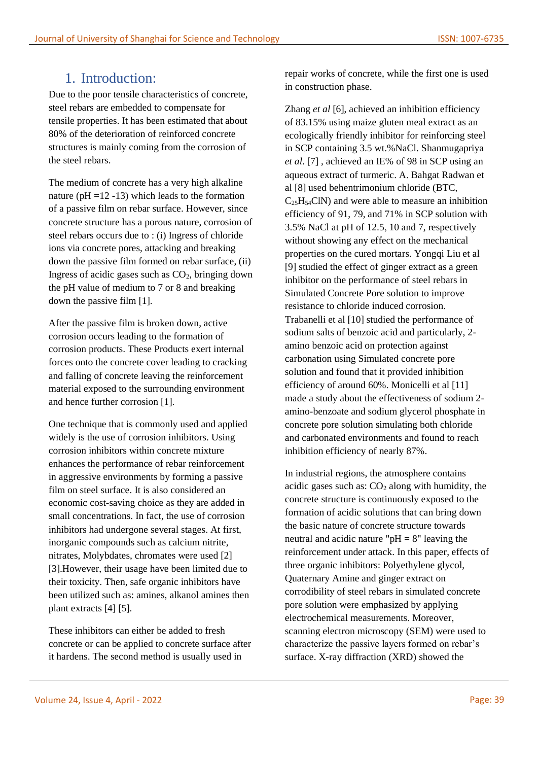# 1. Introduction:

Due to the poor tensile characteristics of concrete, steel rebars are embedded to compensate for tensile properties. It has been estimated that about 80% of the deterioration of reinforced concrete structures is mainly coming from the corrosion of the steel rebars.

The medium of concrete has a very high alkaline nature (pH =12 -13) which leads to the formation of a passive film on rebar surface. However, since concrete structure has a porous nature, corrosion of steel rebars occurs due to : (i) Ingress of chloride ions via concrete pores, attacking and breaking down the passive film formed on rebar surface, (ii) Ingress of acidic gases such as $CO_2$, bringing down the pH value of medium to 7 or 8 and breaking down the passive film [1].

After the passive film is broken down, active corrosion occurs leading to the formation of corrosion products. These Products exert internal forces onto the concrete cover leading to cracking and falling of concrete leaving the reinforcement material exposed to the surrounding environment and hence further corrosion [1].

One technique that is commonly used and applied widely is the use of corrosion inhibitors. Using corrosion inhibitors within concrete mixture enhances the performance of rebar reinforcement in aggressive environments by forming a passive film on steel surface. It is also considered an economic cost-saving choice as they are added in small concentrations. In fact, the use of corrosion inhibitors had undergone several stages. At first, inorganic compounds such as calcium nitrite, nitrates, Molybdates, chromates were used [2] [3].However, their usage have been limited due to their toxicity. Then, safe organic inhibitors have been utilized such as: amines, alkanol amines then plant extracts [4] [5].

These inhibitors can either be added to fresh concrete or can be applied to concrete surface after it hardens. The second method is usually used in repair works of concrete, while the first one is used in construction phase.

Zhang *et al* [6], achieved an inhibition efficiency of 83.15% using maize gluten meal extract as an ecologically friendly inhibitor for reinforcing steel in SCP containing 3.5 wt.%NaCl. Shanmugapriya *et al.* [7] , achieved an IE% of 98 in SCP using an aqueous extract of turmeric. A. Bahgat Radwan et al [8] used behentrimonium chloride (BTC, $C_{25}H_{54}ClN$) and were able to measure an inhibition efficiency of 91, 79, and 71% in SCP solution with 3.5% NaCl at pH of 12.5, 10 and 7, respectively without showing any effect on the mechanical properties on the cured mortars. Yongqi Liu et al [9] studied the effect of ginger extract as a green inhibitor on the performance of steel rebars in Simulated Concrete Pore solution to improve resistance to chloride induced corrosion. Trabanelli et al [10] studied the performance of sodium salts of benzoic acid and particularly, 2-amino benzoic acid on protection against carbonation using Simulated concrete pore solution and found that it provided inhibition efficiency of around 60%. Monicelli et al [11] made a study about the effectiveness of sodium 2-amino-benzoate and sodium glycerol phosphate in concrete pore solution simulating both chloride and carbonated environments and found to reach inhibition efficiency of nearly 87%.

In industrial regions, the atmosphere contains acidic gases such as: $CO_2$ along with humidity, the concrete structure is continuously exposed to the formation of acidic solutions that can bring down the basic nature of concrete structure towards neutral and acidic nature "pH = 8" leaving the reinforcement under attack. In this paper, effects of three organic inhibitors: Polyethylene glycol, Quaternary Amine and ginger extract on corrodibility of steel rebars in simulated concrete pore solution were emphasized by applying electrochemical measurements. Moreover, scanning electron microscopy (SEM) were used to characterize the passive layers formed on rebar's surface. X-ray diffraction (XRD) showed the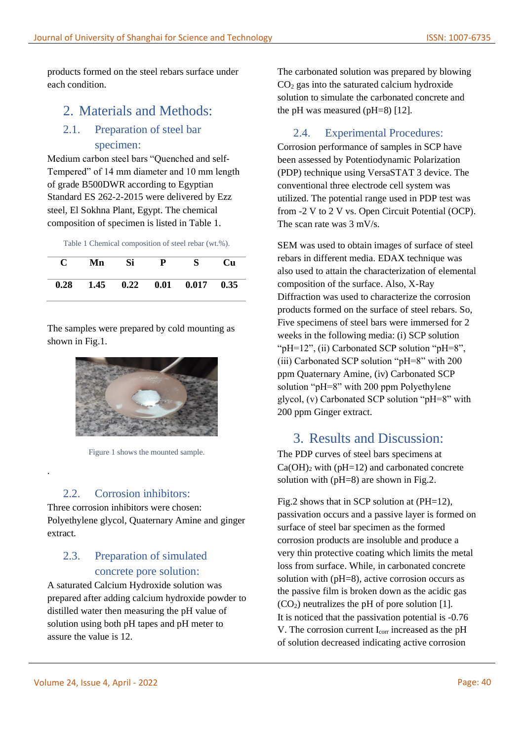products formed on the steel rebars surface under each condition.

## 2. Materials and Methods:

### 2.1. Preparation of steel bar specimen:

Medium carbon steel bars "Quenched and self-Tempered" of 14 mm diameter and 10 mm length of grade B500DWR according to Egyptian Standard ES 262-2-2015 were delivered by Ezz steel, El Sokhna Plant, Egypt. The chemical composition of specimen is listed in Table 1.

Table 1 Chemical composition of steel rebar (wt.%).

| C | Mn | Si | P | S | Cu |
|---|---|---|---|---|---|
| **0.28** | **1.45** | **0.22** | **0.01** | **0.017** | **0.35** |

The samples were prepared by cold mounting as shown in Fig.1.

Figure 1 shows the mounted sample.

.

### 2.2. Corrosion inhibitors:

Three corrosion inhibitors were chosen: Polyethylene glycol, Quaternary Amine and ginger extract.

### 2.3. Preparation of simulated concrete pore solution:

A saturated Calcium Hydroxide solution was prepared after adding calcium hydroxide powder to distilled water then measuring the pH value of solution using both pH tapes and pH meter to assure the value is 12.

The carbonated solution was prepared by blowing $CO_2$ gas into the saturated calcium hydroxide solution to simulate the carbonated concrete and the pH was measured (pH=8) [12].

### 2.4. Experimental Procedures:

Corrosion performance of samples in SCP have been assessed by Potentiodynamic Polarization (PDP) technique using VersaSTAT 3 device. The conventional three electrode cell system was utilized. The potential range used in PDP test was from -2 V to 2 V vs. Open Circuit Potential (OCP). The scan rate was 3 mV/s.

SEM was used to obtain images of surface of steel rebars in different media. EDAX technique was also used to attain the characterization of elemental composition of the surface. Also, X-Ray Diffraction was used to characterize the corrosion products formed on the surface of steel rebars. So, Five specimens of steel bars were immersed for 2 weeks in the following media: (i) SCP solution "pH=12", (ii) Carbonated SCP solution "pH=8", (iii) Carbonated SCP solution "pH=8" with 200 ppm Quaternary Amine, (iv) Carbonated SCP solution "pH=8" with 200 ppm Polyethylene glycol, (v) Carbonated SCP solution "pH=8" with 200 ppm Ginger extract.

## 3. Results and Discussion:

The PDP curves of steel bars specimens at $Ca(OH)_2$ with (pH=12) and carbonated concrete solution with (pH=8) are shown in Fig.2.

Fig.2 shows that in SCP solution at (PH=12), passivation occurs and a passive layer is formed on surface of steel bar specimen as the formed corrosion products are insoluble and produce a very thin protective coating which limits the metal loss from surface. While, in carbonated concrete solution with (pH=8), active corrosion occurs as the passive film is broken down as the acidic gas ($CO_2$) neutralizes the pH of pore solution [1].
It is noticed that the passivation potential is -0.76 V. The corrosion current $I_{corr}$ increased as the pH of solution decreased indicating active corrosion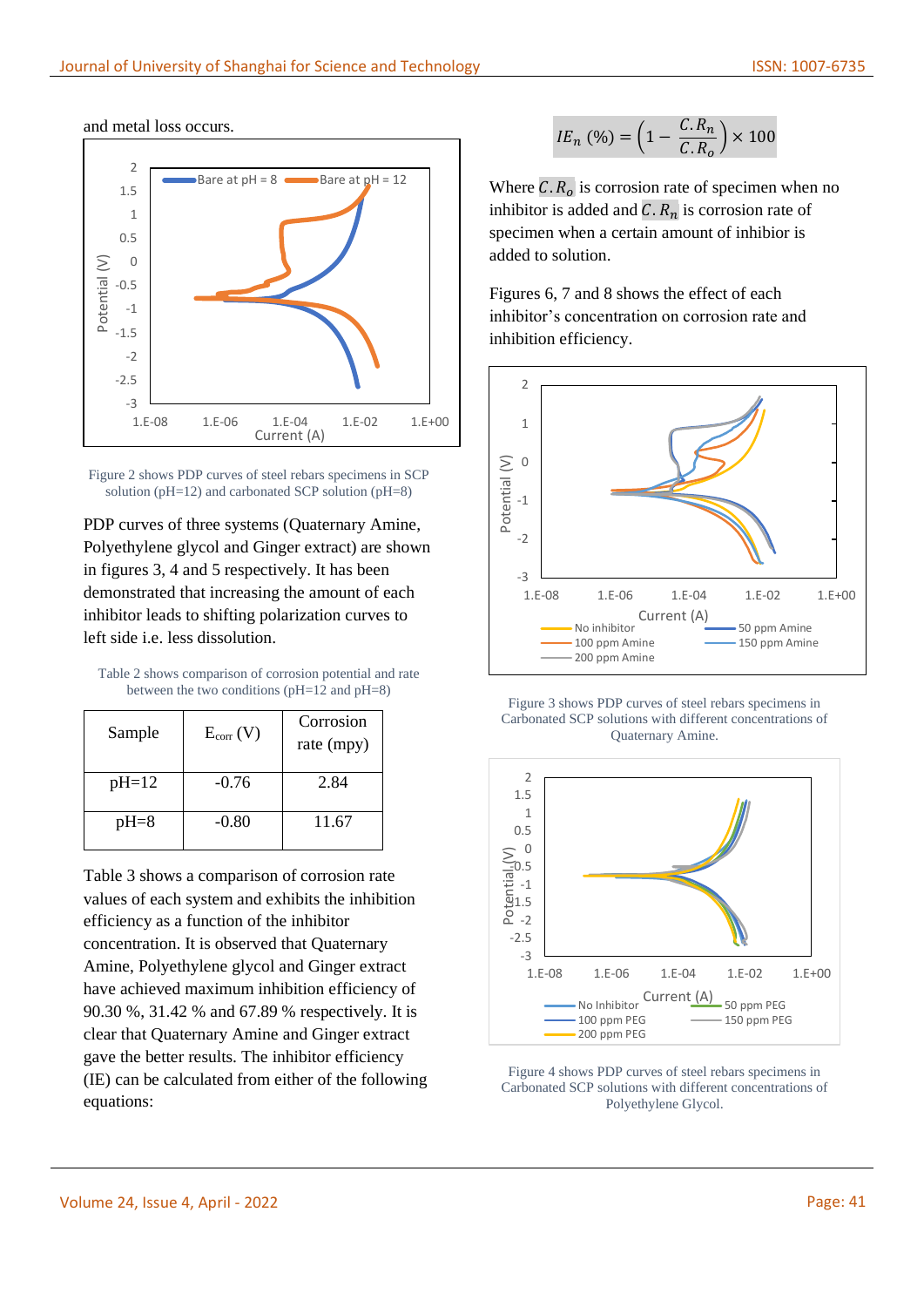and metal loss occurs.

Figure 2 shows PDP curves of steel rebars specimens in SCP solution (pH=12) and carbonated SCP solution (pH=8)

PDP curves of three systems (Quaternary Amine, Polyethylene glycol and Ginger extract) are shown in figures 3, 4 and 5 respectively. It has been demonstrated that increasing the amount of each inhibitor leads to shifting polarization curves to left side i.e. less dissolution.

Table 2 shows comparison of corrosion potential and rate between the two conditions (pH=12 and pH=8)

| Sample | $E_{corr}$ (V) | Corrosion rate (mpy) |
|---|---|---|
| pH=12 | -0.76 | 2.84 |
| pH=8 | -0.80 | 11.67 |

Table 3 shows a comparison of corrosion rate values of each system and exhibits the inhibition efficiency as a function of the inhibitor concentration. It is observed that Quaternary Amine, Polyethylene glycol and Ginger extract have achieved maximum inhibition efficiency of 90.30 %, 31.42 % and 67.89 % respectively. It is clear that Quaternary Amine and Ginger extract gave the better results. The inhibitor efficiency (IE) can be calculated from either of the following equations:

$$IE_n\ (\%) = \left(1 - \frac{C.R_n}{C.R_o}\right) \times 100$$

Where $C.R_o$ is corrosion rate of specimen when no inhibitor is added and $C.R_n$ is corrosion rate of specimen when a certain amount of inhibior is added to solution.

Figures 6, 7 and 8 shows the effect of each inhibitor's concentration on corrosion rate and inhibition efficiency.

Figure 3 shows PDP curves of steel rebars specimens in Carbonated SCP solutions with different concentrations of Quaternary Amine.

Figure 4 shows PDP curves of steel rebars specimens in Carbonated SCP solutions with different concentrations of Polyethylene Glycol.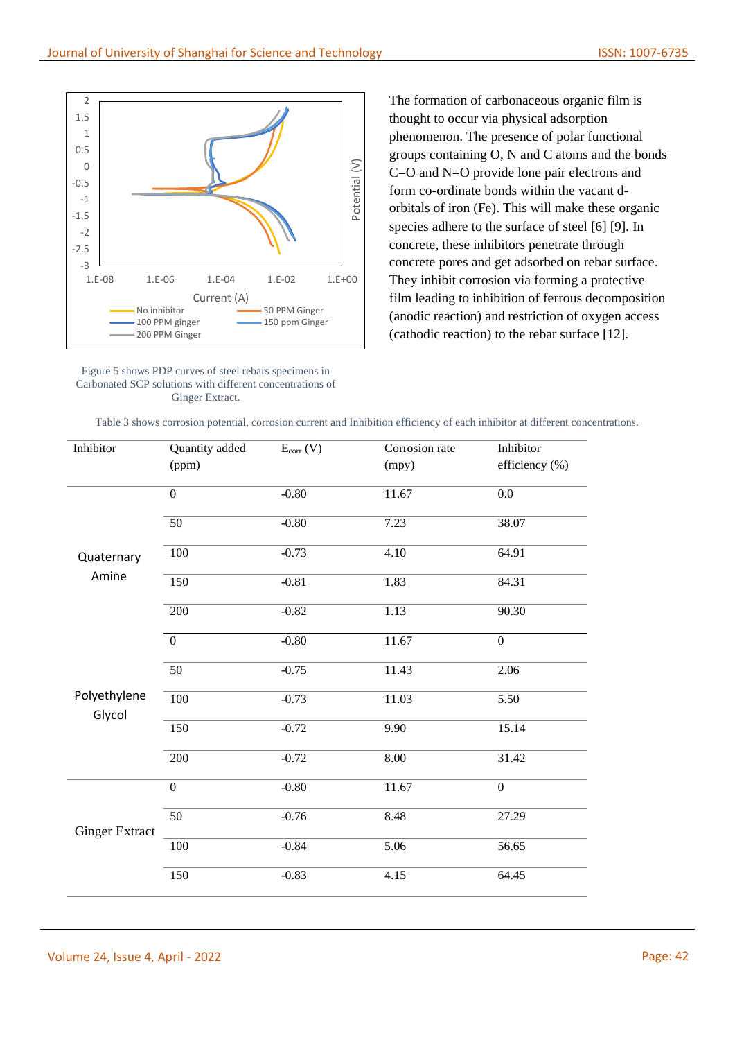The formation of carbonaceous organic film is thought to occur via physical adsorption phenomenon. The presence of polar functional groups containing O, N and C atoms and the bonds C=O and N=O provide lone pair electrons and form co-ordinate bonds within the vacant d-orbitals of iron (Fe). This will make these organic species adhere to the surface of steel [6] [9]. In concrete, these inhibitors penetrate through concrete pores and get adsorbed on rebar surface. They inhibit corrosion via forming a protective film leading to inhibition of ferrous decomposition (anodic reaction) and restriction of oxygen access (cathodic reaction) to the rebar surface [12].

Figure 5 shows PDP curves of steel rebars specimens in Carbonated SCP solutions with different concentrations of Ginger Extract.

Table 3 shows corrosion potential, corrosion current and Inhibition efficiency of each inhibitor at different concentrations.

| Inhibitor | Quantity added (ppm) | $E_{corr}$ (V) | Corrosion rate (mpy) | Inhibitor efficiency (%) |
|---|---|---|---|---|
| Quaternary Amine | 0 | -0.80 | 11.67 | 0.0 |
| | 50 | -0.80 | 7.23 | 38.07 |
| | 100 | -0.73 | 4.10 | 64.91 |
| | 150 | -0.81 | 1.83 | 84.31 |
| | 200 | -0.82 | 1.13 | 90.30 |
| Polyethylene Glycol | 0 | -0.80 | 11.67 | 0 |
| | 50 | -0.75 | 11.43 | 2.06 |
| | 100 | -0.73 | 11.03 | 5.50 |
| | 150 | -0.72 | 9.90 | 15.14 |
| | 200 | -0.72 | 8.00 | 31.42 |
| Ginger Extract | 0 | -0.80 | 11.67 | 0 |
| | 50 | -0.76 | 8.48 | 27.29 |
| | 100 | -0.84 | 5.06 | 56.65 |
| | 150 | -0.83 | 4.15 | 64.45 |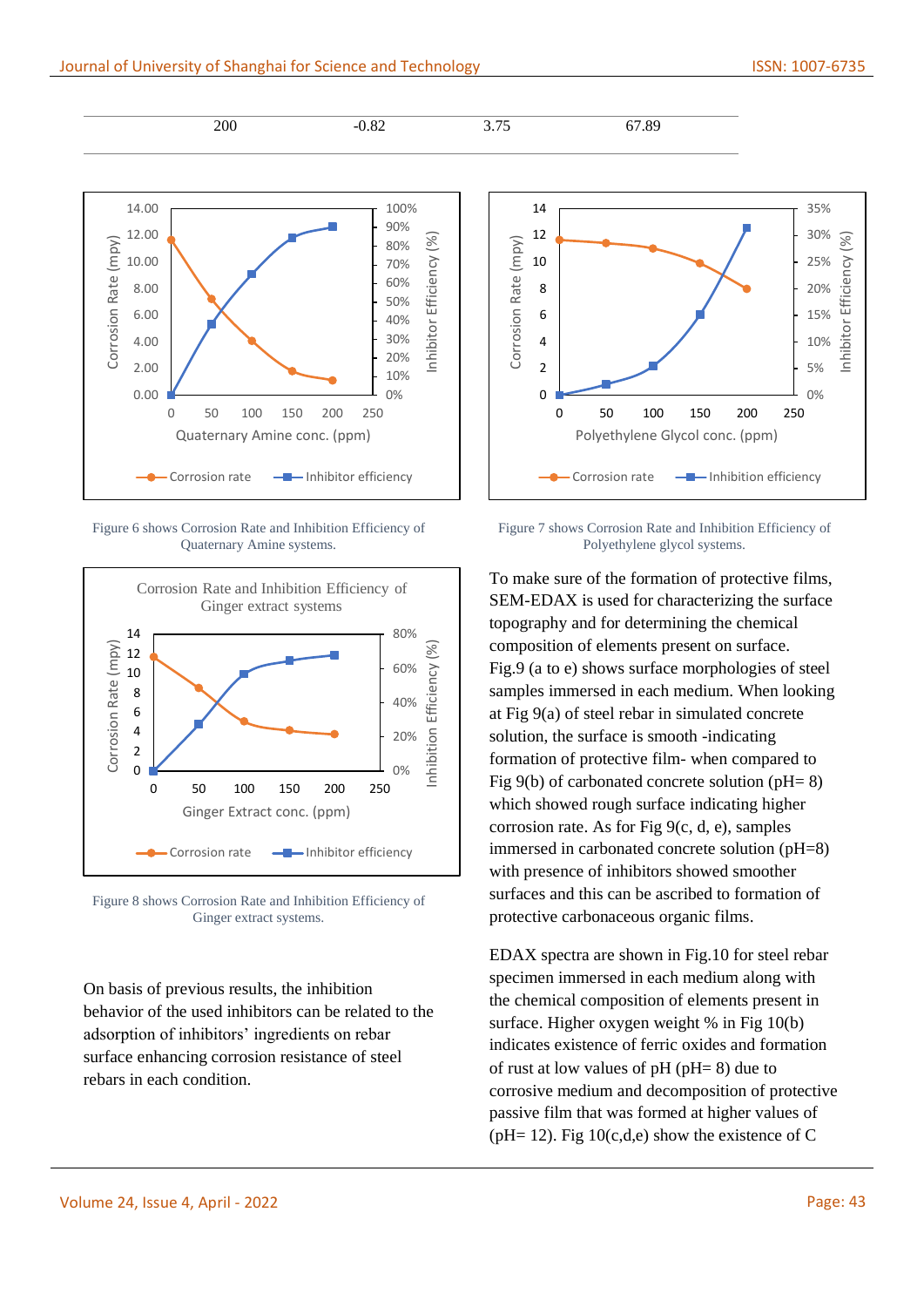| 200 | -0.82 | 3.75 | 67.89 |
|---|---|---|---|

Figure 6 shows Corrosion Rate and Inhibition Efficiency of Quaternary Amine systems.

Figure 7 shows Corrosion Rate and Inhibition Efficiency of Polyethylene glycol systems.

Figure 8 shows Corrosion Rate and Inhibition Efficiency of Ginger extract systems.

On basis of previous results, the inhibition behavior of the used inhibitors can be related to the adsorption of inhibitors' ingredients on rebar surface enhancing corrosion resistance of steel rebars in each condition.

To make sure of the formation of protective films, SEM-EDAX is used for characterizing the surface topography and for determining the chemical composition of elements present on surface. Fig.9 (a to e) shows surface morphologies of steel samples immersed in each medium. When looking at Fig 9(a) of steel rebar in simulated concrete solution, the surface is smooth -indicating formation of protective film- when compared to Fig 9(b) of carbonated concrete solution (pH= 8) which showed rough surface indicating higher corrosion rate. As for Fig 9(c, d, e), samples immersed in carbonated concrete solution (pH=8) with presence of inhibitors showed smoother surfaces and this can be ascribed to formation of protective carbonaceous organic films.

EDAX spectra are shown in Fig.10 for steel rebar specimen immersed in each medium along with the chemical composition of elements present in surface. Higher oxygen weight % in Fig 10(b) indicates existence of ferric oxides and formation of rust at low values of pH (pH= 8) due to corrosive medium and decomposition of protective passive film that was formed at higher values of (pH= 12). Fig 10(c,d,e) show the existence of C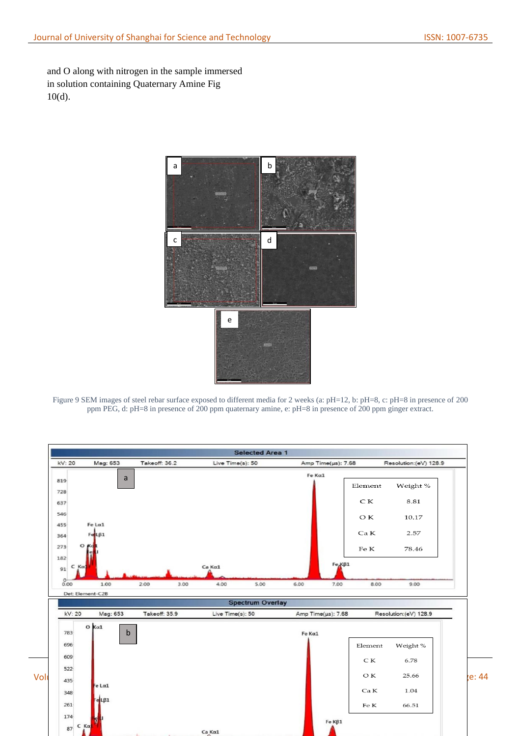and O along with nitrogen in the sample immersed in solution containing Quaternary Amine Fig 10(d).

Figure 9 SEM images of steel rebar surface exposed to different media for 2 weeks (a: pH=12, b: pH=8, c: pH=8 in presence of 200 ppm PEG, d: pH=8 in presence of 200 ppm quaternary amine, e: pH=8 in presence of 200 ppm ginger extract.

| Element | Weight % |
|---|---|
| C K | 8.81 |
| O K | 10.17 |
| Ca K | 2.57 |
| Fe K | 78.46 |

| Element | Weight % |
|---|---|
| C K | 6.78 |
| O K | 25.66 |
| Ca K | 1.04 |
| Fe K | 66.51 |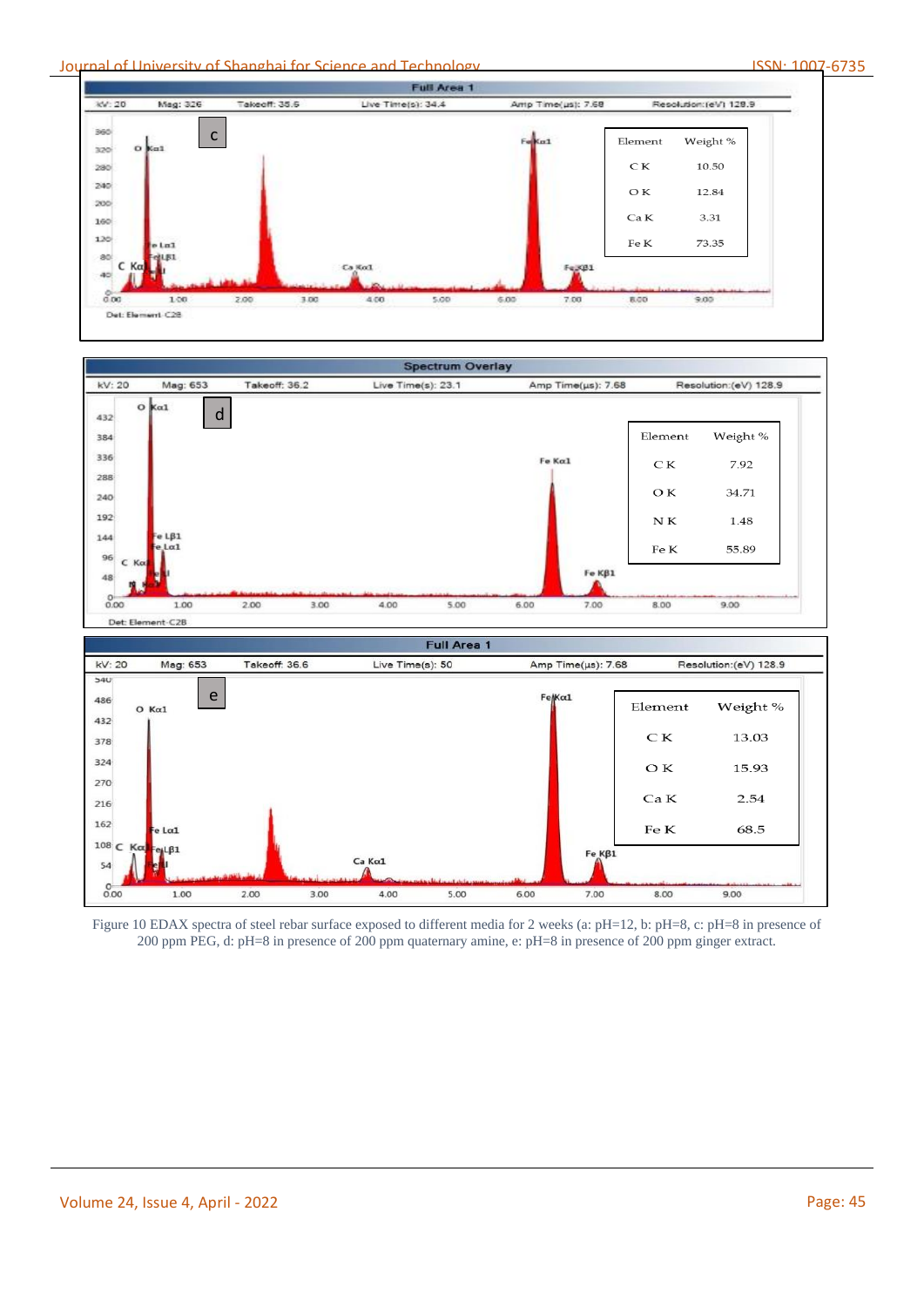| Element | Weight % |
|---|---|
| C K | 10.50 |
| O K | 12.84 |
| Ca K | 3.31 |
| Fe K | 73.35 |

| Element | Weight % |
|---|---|
| C K | 7.92 |
| O K | 34.71 |
| N K | 1.48 |
| Fe K | 55.89 |

| Element | Weight % |
|---|---|
| C K | 13.03 |
| O K | 15.93 |
| Ca K | 2.54 |
| Fe K | 68.5 |

Figure 10 EDAX spectra of steel rebar surface exposed to different media for 2 weeks (a: pH=12, b: pH=8, c: pH=8 in presence of 200 ppm PEG, d: pH=8 in presence of 200 ppm quaternary amine, e: pH=8 in presence of 200 ppm ginger extract.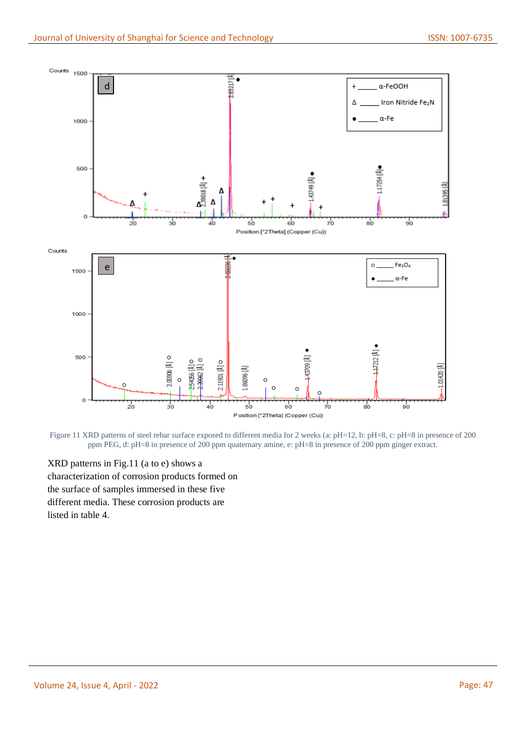Figure 11 XRD patterns of steel rebar surface exposed to different media for 2 weeks (a: pH=12, b: pH=8, c: pH=8 in presence of 200 ppm PEG, d: pH=8 in presence of 200 ppm quaternary amine, e: pH=8 in presence of 200 ppm ginger extract.

XRD patterns in Fig.11 (a to e) shows a characterization of corrosion products formed on the surface of samples immersed in these five different media. These corrosion products are listed in table 4.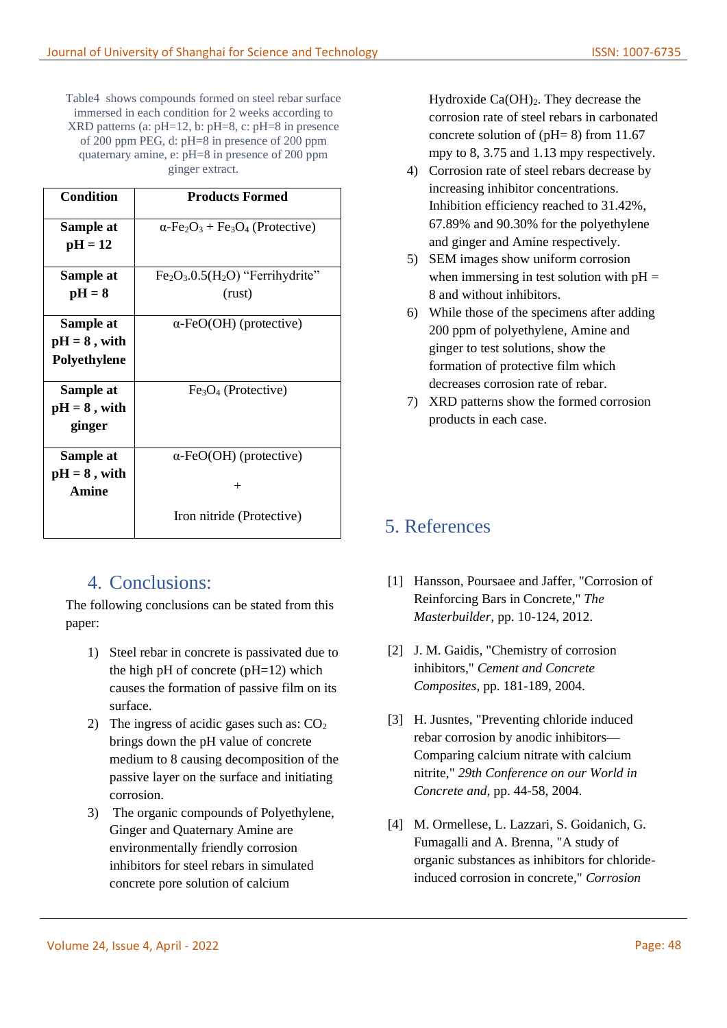Table4 shows compounds formed on steel rebar surface immersed in each condition for 2 weeks according to XRD patterns (a: pH=12, b: pH=8, c: pH=8 in presence of 200 ppm PEG, d: pH=8 in presence of 200 ppm quaternary amine, e: pH=8 in presence of 200 ppm ginger extract.

| Condition | Products Formed |
|---|---|
| **Sample at pH = 12** | $\alpha$-$Fe_2O_3$ + $Fe_3O_4$ (Protective) |
| **Sample at pH = 8** | $Fe_2O_3.0.5(H_2O)$ "Ferrihydrite" (rust) |
| **Sample at pH = 8 , with Polyethylene** | $\alpha$-$FeO(OH)$ (protective) |
| **Sample at pH = 8 , with ginger** | $Fe_3O_4$ (Protective) |
| **Sample at pH = 8 , with Amine** | $\alpha$-$FeO(OH)$ (protective) + Iron nitride (Protective) |

## 4. Conclusions:

The following conclusions can be stated from this paper:

1) Steel rebar in concrete is passivated due to the high pH of concrete (pH=12) which causes the formation of passive film on its surface.
2) The ingress of acidic gases such as: $CO_2$ brings down the pH value of concrete medium to 8 causing decomposition of the passive layer on the surface and initiating corrosion.
3) The organic compounds of Polyethylene, Ginger and Quaternary Amine are environmentally friendly corrosion inhibitors for steel rebars in simulated concrete pore solution of calcium Hydroxide $Ca(OH)_2$. They decrease the corrosion rate of steel rebars in carbonated concrete solution of (pH= 8) from 11.67 mpy to 8, 3.75 and 1.13 mpy respectively.
4) Corrosion rate of steel rebars decrease by increasing inhibitor concentrations. Inhibition efficiency reached to 31.42%, 67.89% and 90.30% for the polyethylene and ginger and Amine respectively.
5) SEM images show uniform corrosion when immersing in test solution with pH = 8 and without inhibitors.
6) While those of the specimens after adding 200 ppm of polyethylene, Amine and ginger to test solutions, show the formation of protective film which decreases corrosion rate of rebar.
7) XRD patterns show the formed corrosion products in each case.

## 5. References

[1] Hansson, Poursaee and Jaffer, "Corrosion of Reinforcing Bars in Concrete," *The Masterbuilder*, pp. 10-124, 2012.

[2] J. M. Gaidis, "Chemistry of corrosion inhibitors," *Cement and Concrete Composites*, pp. 181-189, 2004.

[3] H. Jusntes, "Preventing chloride induced rebar corrosion by anodic inhibitors—Comparing calcium nitrate with calcium nitrite," *29th Conference on our World in Concrete and*, pp. 44-58, 2004.

[4] M. Ormellese, L. Lazzari, S. Goidanich, G. Fumagalli and A. Brenna, "A study of organic substances as inhibitors for chloride-induced corrosion in concrete," *Corrosion*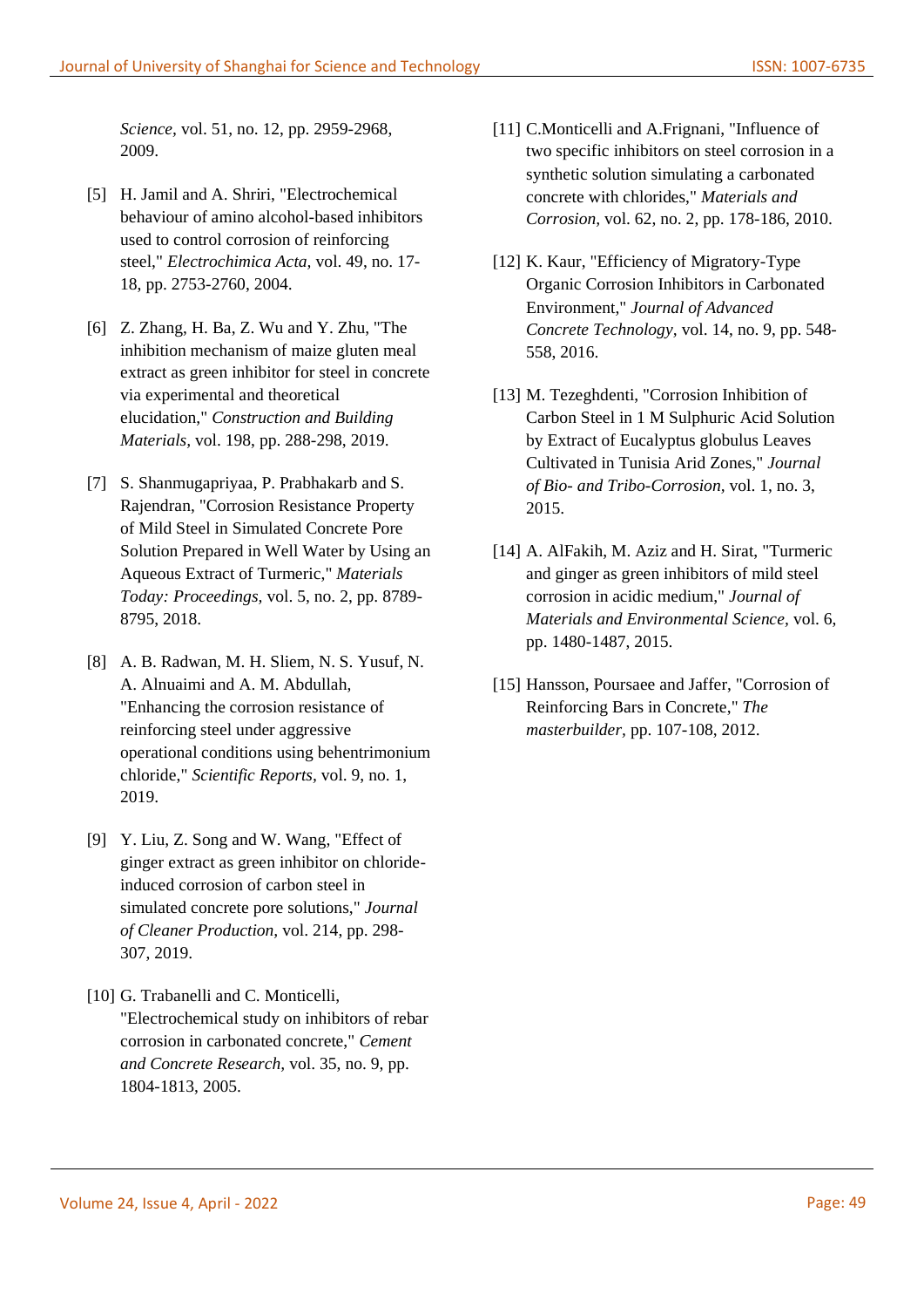*Science*, vol. 51, no. 12, pp. 2959-2968, 2009.

[5] H. Jamil and A. Shriri, "Electrochemical behaviour of amino alcohol-based inhibitors used to control corrosion of reinforcing steel," *Electrochimica Acta,* vol. 49, no. 17-18, pp. 2753-2760, 2004.

[6] Z. Zhang, H. Ba, Z. Wu and Y. Zhu, "The inhibition mechanism of maize gluten meal extract as green inhibitor for steel in concrete via experimental and theoretical elucidation," *Construction and Building Materials,* vol. 198, pp. 288-298, 2019.

[7] S. Shanmugapriyaa, P. Prabhakarb and S. Rajendran, "Corrosion Resistance Property of Mild Steel in Simulated Concrete Pore Solution Prepared in Well Water by Using an Aqueous Extract of Turmeric," *Materials Today: Proceedings,* vol. 5, no. 2, pp. 8789-8795, 2018.

[8] A. B. Radwan, M. H. Sliem, N. S. Yusuf, N. A. Alnuaimi and A. M. Abdullah, "Enhancing the corrosion resistance of reinforcing steel under aggressive operational conditions using behentrimonium chloride," *Scientific Reports*, vol. 9, no. 1, 2019.

[9] Y. Liu, Z. Song and W. Wang, "Effect of ginger extract as green inhibitor on chloride-induced corrosion of carbon steel in simulated concrete pore solutions," *Journal of Cleaner Production*, vol. 214, pp. 298-307, 2019.

[10] G. Trabanelli and C. Monticelli, "Electrochemical study on inhibitors of rebar corrosion in carbonated concrete," *Cement and Concrete Research,* vol. 35, no. 9, pp. 1804-1813, 2005.

[11] C.Monticelli and A.Frignani, "Influence of two specific inhibitors on steel corrosion in a synthetic solution simulating a carbonated concrete with chlorides," *Materials and Corrosion,* vol. 62, no. 2, pp. 178-186, 2010.

[12] K. Kaur, "Efficiency of Migratory-Type Organic Corrosion Inhibitors in Carbonated Environment," *Journal of Advanced Concrete Technology,* vol. 14, no. 9, pp. 548-558, 2016.

[13] M. Tezeghdenti, "Corrosion Inhibition of Carbon Steel in 1 M Sulphuric Acid Solution by Extract of Eucalyptus globulus Leaves Cultivated in Tunisia Arid Zones," *Journal of Bio- and Tribo-Corrosion,* vol. 1, no. 3, 2015.

[14] A. AlFakih, M. Aziz and H. Sirat, "Turmeric and ginger as green inhibitors of mild steel corrosion in acidic medium," *Journal of Materials and Environmental Science*, vol. 6, pp. 1480-1487, 2015.

[15] Hansson, Poursaee and Jaffer, "Corrosion of Reinforcing Bars in Concrete," *The masterbuilder,* pp. 107-108, 2012.